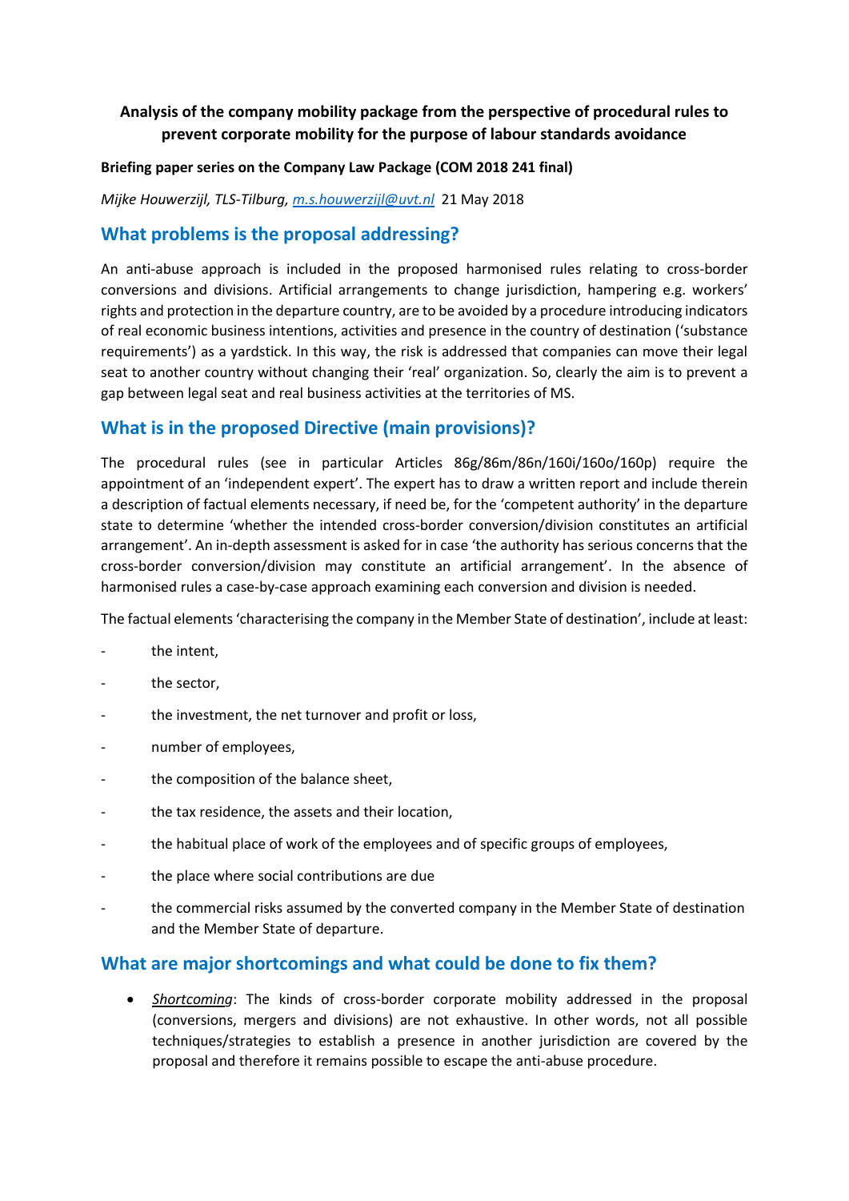**Analysis of the company mobility package from the perspective of procedural rules to prevent corporate mobility for the purpose of labour standards avoidance**

**Briefing paper series on the Company Law Package (COM 2018 241 final)**

*Mijke Houwerzijl, TLS-Tilburg, m.s.houwerzijl@uvt.nl* 21 May 2018

## What problems is the proposal addressing?

An anti-abuse approach is included in the proposed harmonised rules relating to cross-border conversions and divisions. Artificial arrangements to change jurisdiction, hampering e.g. workers' rights and protection in the departure country, are to be avoided by a procedure introducing indicators of real economic business intentions, activities and presence in the country of destination ('substance requirements') as a yardstick. In this way, the risk is addressed that companies can move their legal seat to another country without changing their 'real' organization. So, clearly the aim is to prevent a gap between legal seat and real business activities at the territories of MS.

## What is in the proposed Directive (main provisions)?

The procedural rules (see in particular Articles 86g/86m/86n/160i/160o/160p) require the appointment of an 'independent expert'. The expert has to draw a written report and include therein a description of factual elements necessary, if need be, for the 'competent authority' in the departure state to determine 'whether the intended cross-border conversion/division constitutes an artificial arrangement'. An in-depth assessment is asked for in case 'the authority has serious concerns that the cross-border conversion/division may constitute an artificial arrangement'. In the absence of harmonised rules a case-by-case approach examining each conversion and division is needed.

The factual elements 'characterising the company in the Member State of destination', include at least:

- the intent,
- the sector,
- the investment, the net turnover and profit or loss,
- number of employees,
- the composition of the balance sheet,
- the tax residence, the assets and their location,
- the habitual place of work of the employees and of specific groups of employees,
- the place where social contributions are due
- the commercial risks assumed by the converted company in the Member State of destination and the Member State of departure.

## What are major shortcomings and what could be done to fix them?

- *Shortcoming*: The kinds of cross-border corporate mobility addressed in the proposal (conversions, mergers and divisions) are not exhaustive. In other words, not all possible techniques/strategies to establish a presence in another jurisdiction are covered by the proposal and therefore it remains possible to escape the anti-abuse procedure.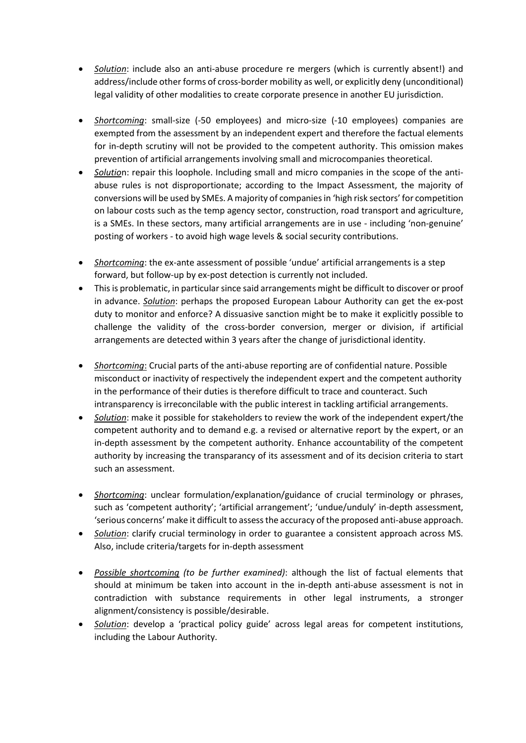- *Solution*: include also an anti-abuse procedure re mergers (which is currently absent!) and address/include other forms of cross-border mobility as well, or explicitly deny (unconditional) legal validity of other modalities to create corporate presence in another EU jurisdiction.

- *Shortcoming*: small-size (-50 employees) and micro-size (-10 employees) companies are exempted from the assessment by an independent expert and therefore the factual elements for in-depth scrutiny will not be provided to the competent authority. This omission makes prevention of artificial arrangements involving small and microcompanies theoretical.
- *Solutio*n: repair this loophole. Including small and micro companies in the scope of the anti-abuse rules is not disproportionate; according to the Impact Assessment, the majority of conversions will be used by SMEs. A majority of companies in 'high risk sectors' for competition on labour costs such as the temp agency sector, construction, road transport and agriculture, is a SMEs. In these sectors, many artificial arrangements are in use - including 'non-genuine' posting of workers - to avoid high wage levels & social security contributions.

- *Shortcoming*: the ex-ante assessment of possible 'undue' artificial arrangements is a step forward, but follow-up by ex-post detection is currently not included.
- This is problematic, in particular since said arrangements might be difficult to discover or proof in advance. *Solution*: perhaps the proposed European Labour Authority can get the ex-post duty to monitor and enforce? A dissuasive sanction might be to make it explicitly possible to challenge the validity of the cross-border conversion, merger or division, if artificial arrangements are detected within 3 years after the change of jurisdictional identity.

- *Shortcoming*: Crucial parts of the anti-abuse reporting are of confidential nature. Possible misconduct or inactivity of respectively the independent expert and the competent authority in the performance of their duties is therefore difficult to trace and counteract. Such intransparency is irreconcilable with the public interest in tackling artificial arrangements.
- *Solution*: make it possible for stakeholders to review the work of the independent expert/the competent authority and to demand e.g. a revised or alternative report by the expert, or an in-depth assessment by the competent authority. Enhance accountability of the competent authority by increasing the transparancy of its assessment and of its decision criteria to start such an assessment.

- *Shortcoming*: unclear formulation/explanation/guidance of crucial terminology or phrases, such as 'competent authority'; 'artificial arrangement'; 'undue/unduly' in-depth assessment, 'serious concerns' make it difficult to assess the accuracy of the proposed anti-abuse approach.
- *Solution*: clarify crucial terminology in order to guarantee a consistent approach across MS. Also, include criteria/targets for in-depth assessment

- *Possible shortcoming (to be further examined)*: although the list of factual elements that should at minimum be taken into account in the in-depth anti-abuse assessment is not in contradiction with substance requirements in other legal instruments, a stronger alignment/consistency is possible/desirable.
- *Solution*: develop a 'practical policy guide' across legal areas for competent institutions, including the Labour Authority.